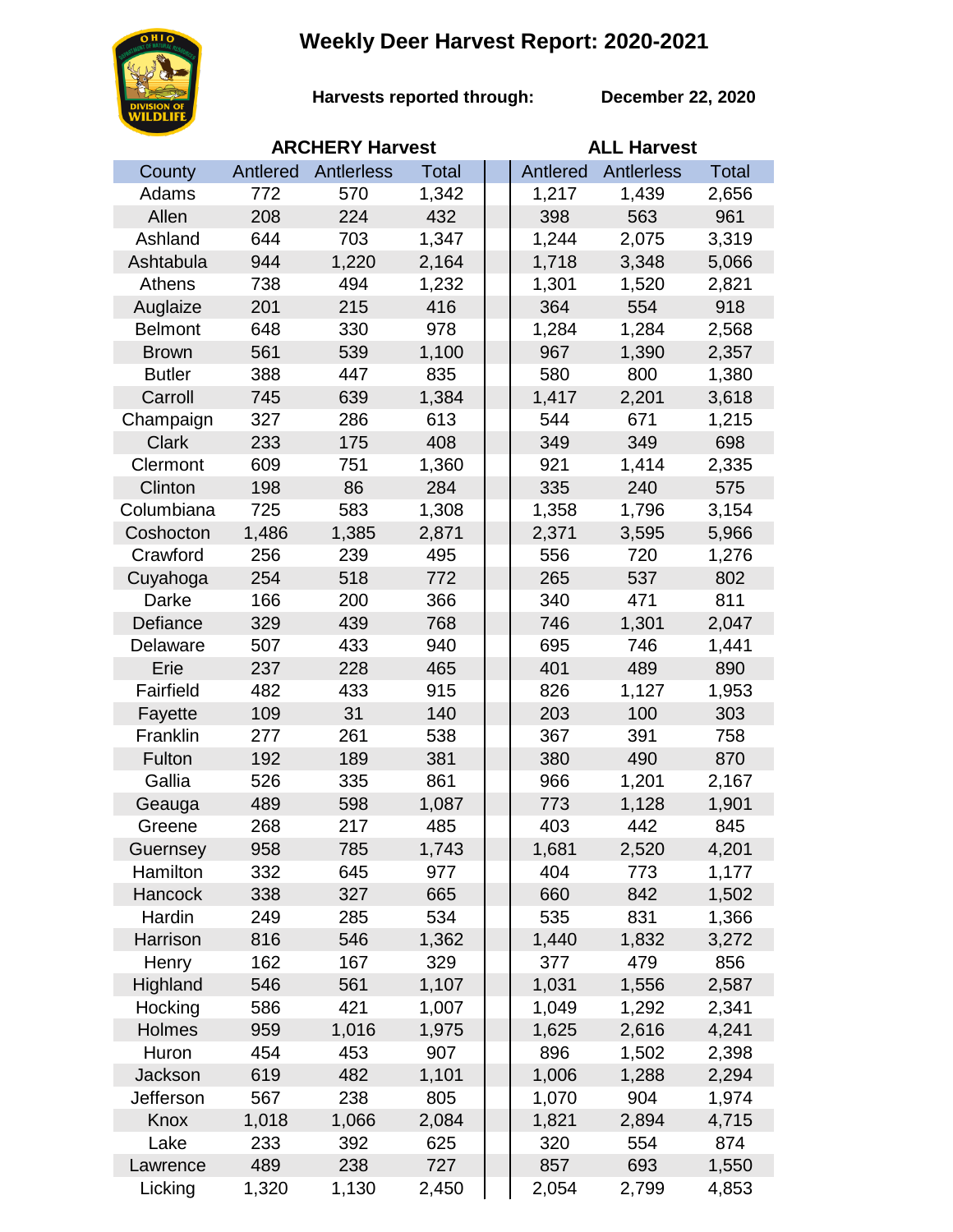# Weekly Deer Harvest Report: 2020-2021

**Harvests reported through:** **December 22, 2020**

| | ARCHERY Harvest | | | ALL Harvest | | |
|---|---|---|---|---|---|---|
| County | Antlered | Antlerless | Total | Antlered | Antlerless | Total |
| Adams | 772 | 570 | 1,342 | 1,217 | 1,439 | 2,656 |
| Allen | 208 | 224 | 432 | 398 | 563 | 961 |
| Ashland | 644 | 703 | 1,347 | 1,244 | 2,075 | 3,319 |
| Ashtabula | 944 | 1,220 | 2,164 | 1,718 | 3,348 | 5,066 |
| Athens | 738 | 494 | 1,232 | 1,301 | 1,520 | 2,821 |
| Auglaize | 201 | 215 | 416 | 364 | 554 | 918 |
| Belmont | 648 | 330 | 978 | 1,284 | 1,284 | 2,568 |
| Brown | 561 | 539 | 1,100 | 967 | 1,390 | 2,357 |
| Butler | 388 | 447 | 835 | 580 | 800 | 1,380 |
| Carroll | 745 | 639 | 1,384 | 1,417 | 2,201 | 3,618 |
| Champaign | 327 | 286 | 613 | 544 | 671 | 1,215 |
| Clark | 233 | 175 | 408 | 349 | 349 | 698 |
| Clermont | 609 | 751 | 1,360 | 921 | 1,414 | 2,335 |
| Clinton | 198 | 86 | 284 | 335 | 240 | 575 |
| Columbiana | 725 | 583 | 1,308 | 1,358 | 1,796 | 3,154 |
| Coshocton | 1,486 | 1,385 | 2,871 | 2,371 | 3,595 | 5,966 |
| Crawford | 256 | 239 | 495 | 556 | 720 | 1,276 |
| Cuyahoga | 254 | 518 | 772 | 265 | 537 | 802 |
| Darke | 166 | 200 | 366 | 340 | 471 | 811 |
| Defiance | 329 | 439 | 768 | 746 | 1,301 | 2,047 |
| Delaware | 507 | 433 | 940 | 695 | 746 | 1,441 |
| Erie | 237 | 228 | 465 | 401 | 489 | 890 |
| Fairfield | 482 | 433 | 915 | 826 | 1,127 | 1,953 |
| Fayette | 109 | 31 | 140 | 203 | 100 | 303 |
| Franklin | 277 | 261 | 538 | 367 | 391 | 758 |
| Fulton | 192 | 189 | 381 | 380 | 490 | 870 |
| Gallia | 526 | 335 | 861 | 966 | 1,201 | 2,167 |
| Geauga | 489 | 598 | 1,087 | 773 | 1,128 | 1,901 |
| Greene | 268 | 217 | 485 | 403 | 442 | 845 |
| Guernsey | 958 | 785 | 1,743 | 1,681 | 2,520 | 4,201 |
| Hamilton | 332 | 645 | 977 | 404 | 773 | 1,177 |
| Hancock | 338 | 327 | 665 | 660 | 842 | 1,502 |
| Hardin | 249 | 285 | 534 | 535 | 831 | 1,366 |
| Harrison | 816 | 546 | 1,362 | 1,440 | 1,832 | 3,272 |
| Henry | 162 | 167 | 329 | 377 | 479 | 856 |
| Highland | 546 | 561 | 1,107 | 1,031 | 1,556 | 2,587 |
| Hocking | 586 | 421 | 1,007 | 1,049 | 1,292 | 2,341 |
| Holmes | 959 | 1,016 | 1,975 | 1,625 | 2,616 | 4,241 |
| Huron | 454 | 453 | 907 | 896 | 1,502 | 2,398 |
| Jackson | 619 | 482 | 1,101 | 1,006 | 1,288 | 2,294 |
| Jefferson | 567 | 238 | 805 | 1,070 | 904 | 1,974 |
| Knox | 1,018 | 1,066 | 2,084 | 1,821 | 2,894 | 4,715 |
| Lake | 233 | 392 | 625 | 320 | 554 | 874 |
| Lawrence | 489 | 238 | 727 | 857 | 693 | 1,550 |
| Licking | 1,320 | 1,130 | 2,450 | 2,054 | 2,799 | 4,853 |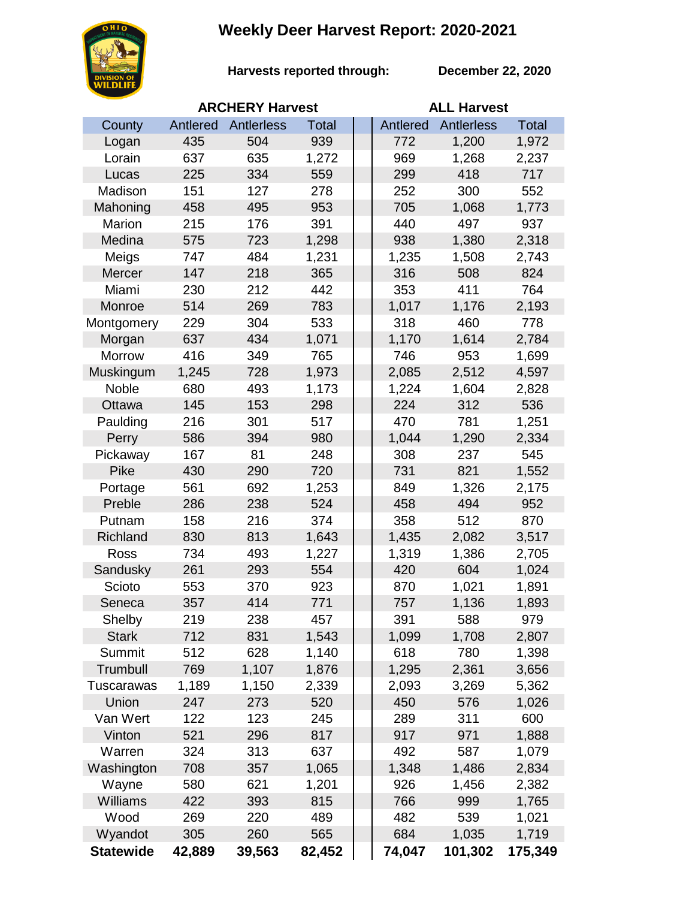# Weekly Deer Harvest Report: 2020-2021

**Harvests reported through:** December 22, 2020

| County | ARCHERY Harvest | | | ALL Harvest | | |
|---|---|---|---|---|---|---|
| | Antlered | Antlerless | Total | Antlered | Antlerless | Total |
| Logan | 435 | 504 | 939 | 772 | 1,200 | 1,972 |
| Lorain | 637 | 635 | 1,272 | 969 | 1,268 | 2,237 |
| Lucas | 225 | 334 | 559 | 299 | 418 | 717 |
| Madison | 151 | 127 | 278 | 252 | 300 | 552 |
| Mahoning | 458 | 495 | 953 | 705 | 1,068 | 1,773 |
| Marion | 215 | 176 | 391 | 440 | 497 | 937 |
| Medina | 575 | 723 | 1,298 | 938 | 1,380 | 2,318 |
| Meigs | 747 | 484 | 1,231 | 1,235 | 1,508 | 2,743 |
| Mercer | 147 | 218 | 365 | 316 | 508 | 824 |
| Miami | 230 | 212 | 442 | 353 | 411 | 764 |
| Monroe | 514 | 269 | 783 | 1,017 | 1,176 | 2,193 |
| Montgomery | 229 | 304 | 533 | 318 | 460 | 778 |
| Morgan | 637 | 434 | 1,071 | 1,170 | 1,614 | 2,784 |
| Morrow | 416 | 349 | 765 | 746 | 953 | 1,699 |
| Muskingum | 1,245 | 728 | 1,973 | 2,085 | 2,512 | 4,597 |
| Noble | 680 | 493 | 1,173 | 1,224 | 1,604 | 2,828 |
| Ottawa | 145 | 153 | 298 | 224 | 312 | 536 |
| Paulding | 216 | 301 | 517 | 470 | 781 | 1,251 |
| Perry | 586 | 394 | 980 | 1,044 | 1,290 | 2,334 |
| Pickaway | 167 | 81 | 248 | 308 | 237 | 545 |
| Pike | 430 | 290 | 720 | 731 | 821 | 1,552 |
| Portage | 561 | 692 | 1,253 | 849 | 1,326 | 2,175 |
| Preble | 286 | 238 | 524 | 458 | 494 | 952 |
| Putnam | 158 | 216 | 374 | 358 | 512 | 870 |
| Richland | 830 | 813 | 1,643 | 1,435 | 2,082 | 3,517 |
| Ross | 734 | 493 | 1,227 | 1,319 | 1,386 | 2,705 |
| Sandusky | 261 | 293 | 554 | 420 | 604 | 1,024 |
| Scioto | 553 | 370 | 923 | 870 | 1,021 | 1,891 |
| Seneca | 357 | 414 | 771 | 757 | 1,136 | 1,893 |
| Shelby | 219 | 238 | 457 | 391 | 588 | 979 |
| Stark | 712 | 831 | 1,543 | 1,099 | 1,708 | 2,807 |
| Summit | 512 | 628 | 1,140 | 618 | 780 | 1,398 |
| Trumbull | 769 | 1,107 | 1,876 | 1,295 | 2,361 | 3,656 |
| Tuscarawas | 1,189 | 1,150 | 2,339 | 2,093 | 3,269 | 5,362 |
| Union | 247 | 273 | 520 | 450 | 576 | 1,026 |
| Van Wert | 122 | 123 | 245 | 289 | 311 | 600 |
| Vinton | 521 | 296 | 817 | 917 | 971 | 1,888 |
| Warren | 324 | 313 | 637 | 492 | 587 | 1,079 |
| Washington | 708 | 357 | 1,065 | 1,348 | 1,486 | 2,834 |
| Wayne | 580 | 621 | 1,201 | 926 | 1,456 | 2,382 |
| Williams | 422 | 393 | 815 | 766 | 999 | 1,765 |
| Wood | 269 | 220 | 489 | 482 | 539 | 1,021 |
| Wyandot | 305 | 260 | 565 | 684 | 1,035 | 1,719 |
| **Statewide** | **42,889** | **39,563** | **82,452** | **74,047** | **101,302** | **175,349** |